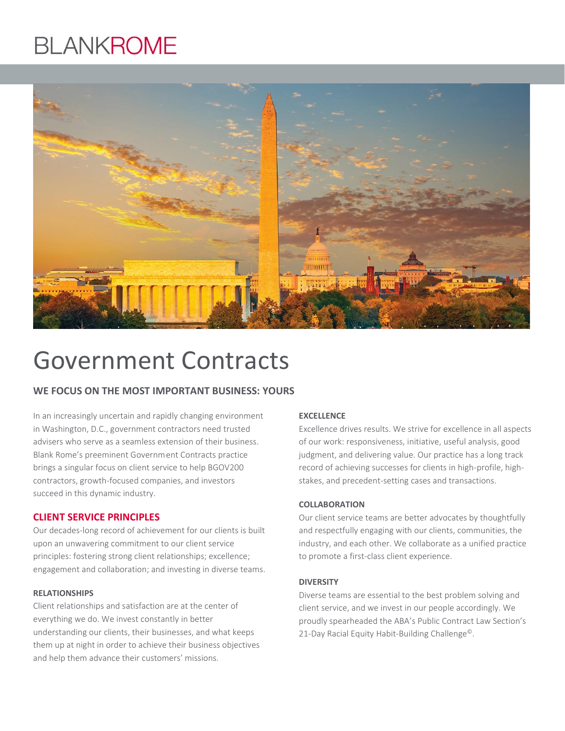BLANKROME

# Government Contracts

## WE FOCUS ON THE MOST IMPORTANT BUSINESS: YOURS

In an increasingly uncertain and rapidly changing environment in Washington, D.C., government contractors need trusted advisers who serve as a seamless extension of their business. Blank Rome's preeminent Government Contracts practice brings a singular focus on client service to help BGOV200 contractors, growth-focused companies, and investors succeed in this dynamic industry.

## CLIENT SERVICE PRINCIPLES

Our decades-long record of achievement for our clients is built upon an unwavering commitment to our client service principles: fostering strong client relationships; excellence; engagement and collaboration; and investing in diverse teams.

### RELATIONSHIPS

Client relationships and satisfaction are at the center of everything we do. We invest constantly in better understanding our clients, their businesses, and what keeps them up at night in order to achieve their business objectives and help them advance their customers' missions.

### EXCELLENCE

Excellence drives results. We strive for excellence in all aspects of our work: responsiveness, initiative, useful analysis, good judgment, and delivering value. Our practice has a long track record of achieving successes for clients in high-profile, high-stakes, and precedent-setting cases and transactions.

### COLLABORATION

Our client service teams are better advocates by thoughtfully and respectfully engaging with our clients, communities, the industry, and each other. We collaborate as a unified practice to promote a first-class client experience.

### DIVERSITY

Diverse teams are essential to the best problem solving and client service, and we invest in our people accordingly. We proudly spearheaded the ABA's Public Contract Law Section's 21-Day Racial Equity Habit-Building Challenge©.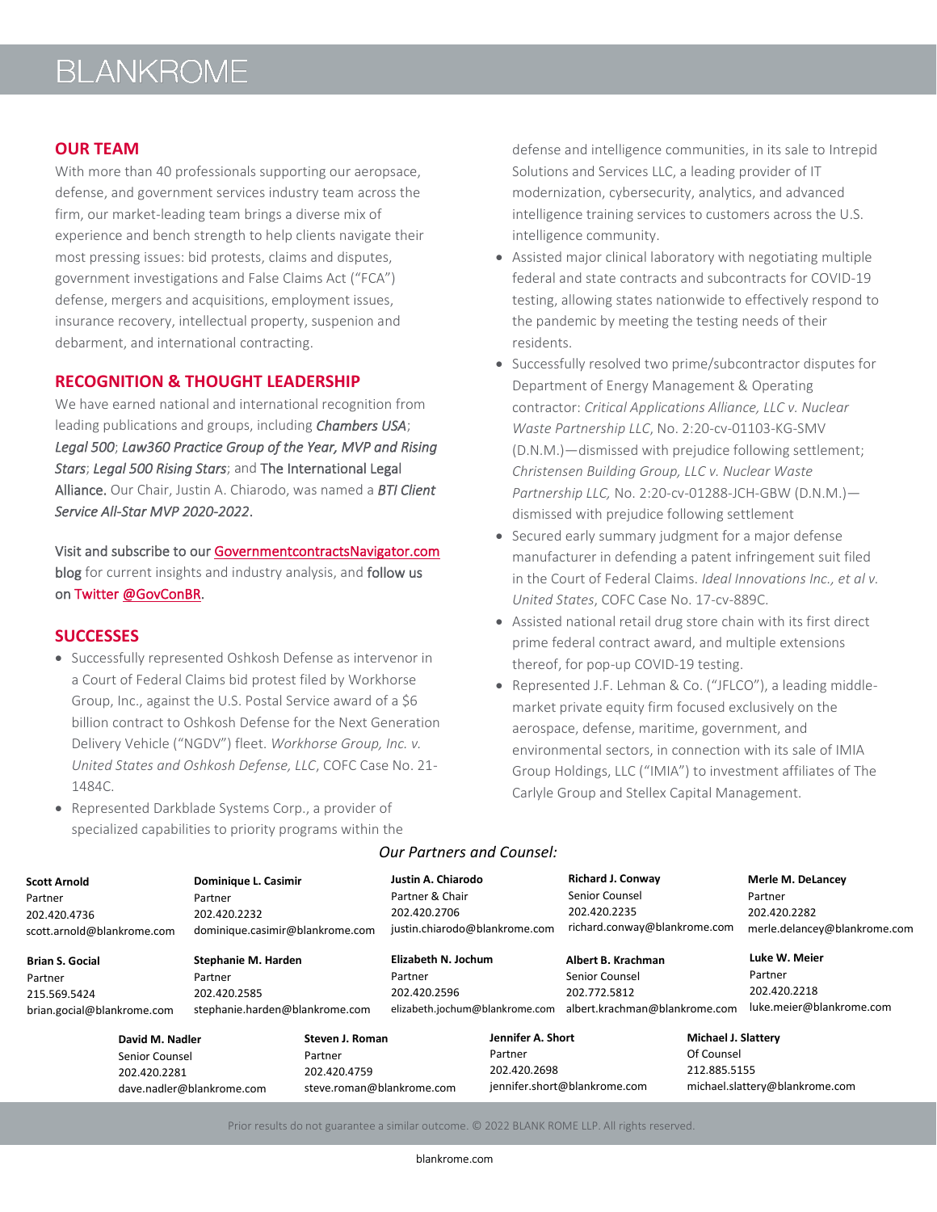## OUR TEAM

With more than 40 professionals supporting our aeropsace, defense, and government services industry team across the firm, our market-leading team brings a diverse mix of experience and bench strength to help clients navigate their most pressing issues: bid protests, claims and disputes, government investigations and False Claims Act ("FCA") defense, mergers and acquisitions, employment issues, insurance recovery, intellectual property, suspenion and debarment, and international contracting.

## RECOGNITION & THOUGHT LEADERSHIP

We have earned national and international recognition from leading publications and groups, including ***Chambers USA***; ***Legal 500***; ***Law360 Practice Group of the Year, MVP and Rising Stars***; ***Legal 500 Rising Stars***; and The International Legal Alliance. Our Chair, Justin A. Chiarodo, was named a ***BTI Client Service All-Star MVP 2020-2022***.

Visit and subscribe to our GovernmentcontractsNavigator.com blog for current insights and industry analysis, and follow us on Twitter @GovConBR.

## SUCCESSES

- Successfully represented Oshkosh Defense as intervenor in a Court of Federal Claims bid protest filed by Workhorse Group, Inc., against the U.S. Postal Service award of a $6 billion contract to Oshkosh Defense for the Next Generation Delivery Vehicle ("NGDV") fleet. *Workhorse Group, Inc. v. United States and Oshkosh Defense, LLC*, COFC Case No. 21-1484C.
- Represented Darkblade Systems Corp., a provider of specialized capabilities to priority programs within the defense and intelligence communities, in its sale to Intrepid Solutions and Services LLC, a leading provider of IT modernization, cybersecurity, analytics, and advanced intelligence training services to customers across the U.S. intelligence community.
- Assisted major clinical laboratory with negotiating multiple federal and state contracts and subcontracts for COVID-19 testing, allowing states nationwide to effectively respond to the pandemic by meeting the testing needs of their residents.
- Successfully resolved two prime/subcontractor disputes for Department of Energy Management & Operating contractor: *Critical Applications Alliance, LLC v. Nuclear Waste Partnership LLC*, No. 2:20-cv-01103-KG-SMV (D.N.M.)—dismissed with prejudice following settlement; *Christensen Building Group, LLC v. Nuclear Waste Partnership LLC,* No. 2:20-cv-01288-JCH-GBW (D.N.M.)—dismissed with prejudice following settlement
- Secured early summary judgment for a major defense manufacturer in defending a patent infringement suit filed in the Court of Federal Claims. *Ideal Innovations Inc., et al v. United States*, COFC Case No. 17-cv-889C.
- Assisted national retail drug store chain with its first direct prime federal contract award, and multiple extensions thereof, for pop-up COVID-19 testing.
- Represented J.F. Lehman & Co. ("JFLCO"), a leading middle-market private equity firm focused exclusively on the aerospace, defense, maritime, government, and environmental sectors, in connection with its sale of IMIA Group Holdings, LLC ("IMIA") to investment affiliates of The Carlyle Group and Stellex Capital Management.

*Our Partners and Counsel:*

**Scott Arnold**
Partner
202.420.4736
scott.arnold@blankrome.com

**Dominique L. Casimir**
Partner
202.420.2232
dominique.casimir@blankrome.com

**Justin A. Chiarodo**
Partner & Chair
202.420.2706
justin.chiarodo@blankrome.com

**Richard J. Conway**
Senior Counsel
202.420.2235
richard.conway@blankrome.com

**Merle M. DeLancey**
Partner
202.420.2282
merle.delancey@blankrome.com

**Brian S. Gocial**
Partner
215.569.5424
brian.gocial@blankrome.com

**Stephanie M. Harden**
Partner
202.420.2585
stephanie.harden@blankrome.com

**Elizabeth N. Jochum**
Partner
202.420.2596
elizabeth.jochum@blankrome.com

**Albert B. Krachman**
Senior Counsel
202.772.5812
albert.krachman@blankrome.com

**Luke W. Meier**
Partner
202.420.2218
luke.meier@blankrome.com

**David M. Nadler**
Senior Counsel
202.420.2281
dave.nadler@blankrome.com

**Steven J. Roman**
Partner
202.420.4759
steve.roman@blankrome.com

**Jennifer A. Short**
Partner
202.420.2698
jennifer.short@blankrome.com

**Michael J. Slattery**
Of Counsel
212.885.5155
michael.slattery@blankrome.com

Prior results do not guarantee a similar outcome. © 2022 BLANK ROME LLP. All rights reserved.

blankrome.com